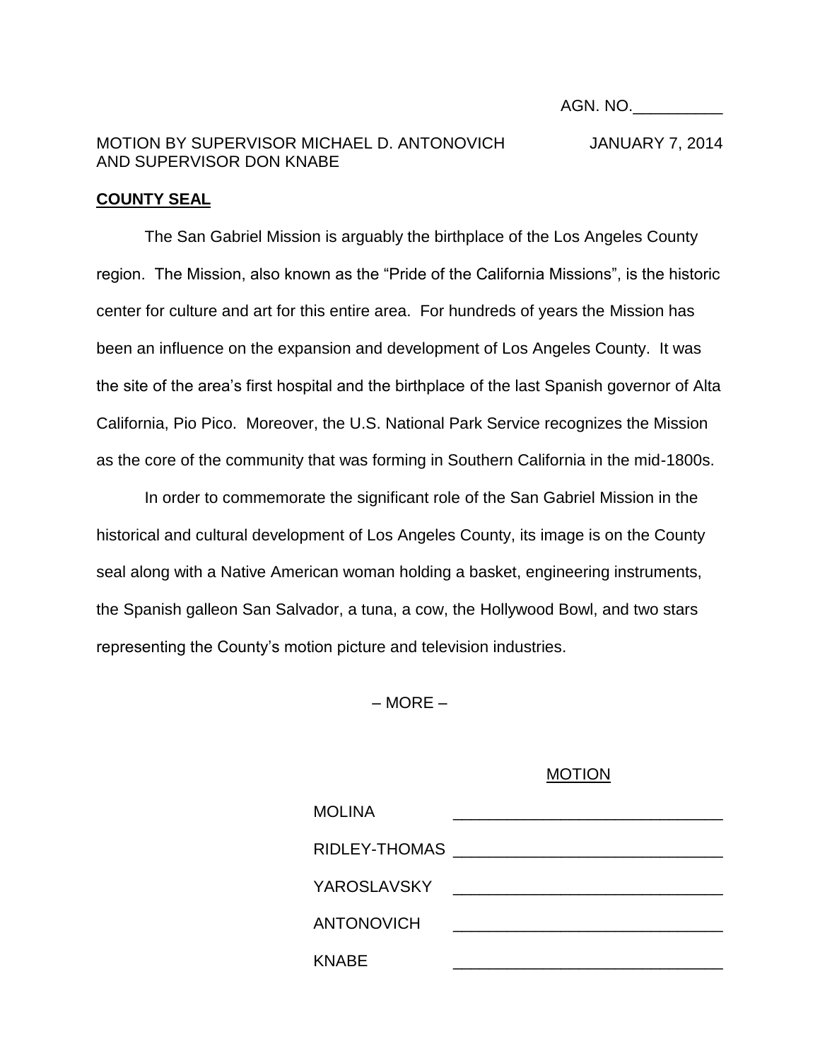AGN. NO.__________

MOTION BY SUPERVISOR MICHAEL D. ANTONOVICH AND SUPERVISOR DON KNABE

JANUARY 7, 2014

**COUNTY SEAL**

The San Gabriel Mission is arguably the birthplace of the Los Angeles County region. The Mission, also known as the "Pride of the California Missions", is the historic center for culture and art for this entire area. For hundreds of years the Mission has been an influence on the expansion and development of Los Angeles County. It was the site of the area's first hospital and the birthplace of the last Spanish governor of Alta California, Pio Pico. Moreover, the U.S. National Park Service recognizes the Mission as the core of the community that was forming in Southern California in the mid-1800s.

In order to commemorate the significant role of the San Gabriel Mission in the historical and cultural development of Los Angeles County, its image is on the County seal along with a Native American woman holding a basket, engineering instruments, the Spanish galleon San Salvador, a tuna, a cow, the Hollywood Bowl, and two stars representing the County's motion picture and television industries.

– MORE –

MOTION

MOLINA _______________________________

RIDLEY-THOMAS _______________________________

YAROSLAVSKY _______________________________

ANTONOVICH _______________________________

KNABE _______________________________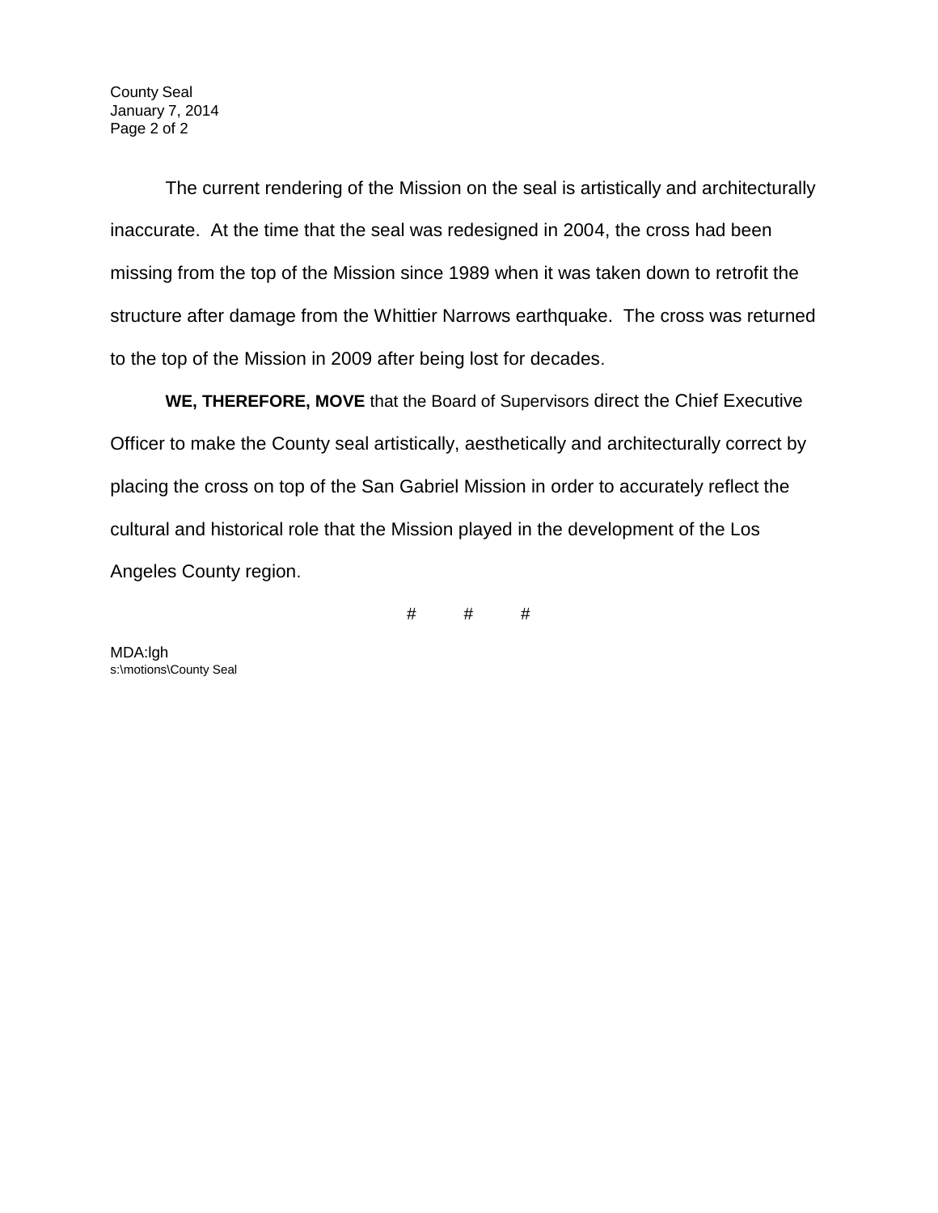The current rendering of the Mission on the seal is artistically and architecturally inaccurate. At the time that the seal was redesigned in 2004, the cross had been missing from the top of the Mission since 1989 when it was taken down to retrofit the structure after damage from the Whittier Narrows earthquake. The cross was returned to the top of the Mission in 2009 after being lost for decades.

**WE, THEREFORE, MOVE** that the Board of Supervisors direct the Chief Executive Officer to make the County seal artistically, aesthetically and architecturally correct by placing the cross on top of the San Gabriel Mission in order to accurately reflect the cultural and historical role that the Mission played in the development of the Los Angeles County region.

\# # #

MDA:lgh
s:\motions\County Seal